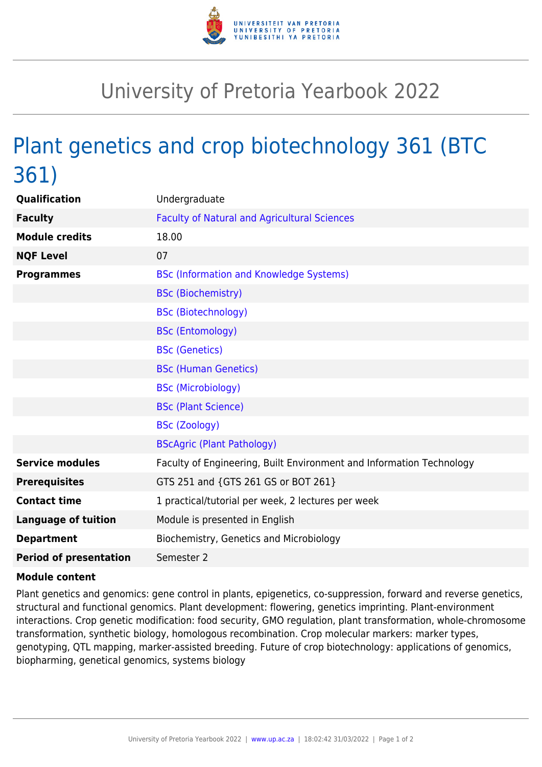# University of Pretoria Yearbook 2022

## Plant genetics and crop biotechnology 361 (BTC 361)

| | |
|---|---|
| **Qualification** | Undergraduate |
| **Faculty** | Faculty of Natural and Agricultural Sciences |
| **Module credits** | 18.00 |
| **NQF Level** | 07 |
| **Programmes** | BSc (Information and Knowledge Systems) |
| | BSc (Biochemistry) |
| | BSc (Biotechnology) |
| | BSc (Entomology) |
| | BSc (Genetics) |
| | BSc (Human Genetics) |
| | BSc (Microbiology) |
| | BSc (Plant Science) |
| | BSc (Zoology) |
| | BScAgric (Plant Pathology) |
| **Service modules** | Faculty of Engineering, Built Environment and Information Technology |
| **Prerequisites** | GTS 251 and {GTS 261 GS or BOT 261} |
| **Contact time** | 1 practical/tutorial per week, 2 lectures per week |
| **Language of tuition** | Module is presented in English |
| **Department** | Biochemistry, Genetics and Microbiology |
| **Period of presentation** | Semester 2 |

**Module content**

Plant genetics and genomics: gene control in plants, epigenetics, co-suppression, forward and reverse genetics, structural and functional genomics. Plant development: flowering, genetics imprinting. Plant-environment interactions. Crop genetic modification: food security, GMO regulation, plant transformation, whole-chromosome transformation, synthetic biology, homologous recombination. Crop molecular markers: marker types, genotyping, QTL mapping, marker-assisted breeding. Future of crop biotechnology: applications of genomics, biopharming, genetical genomics, systems biology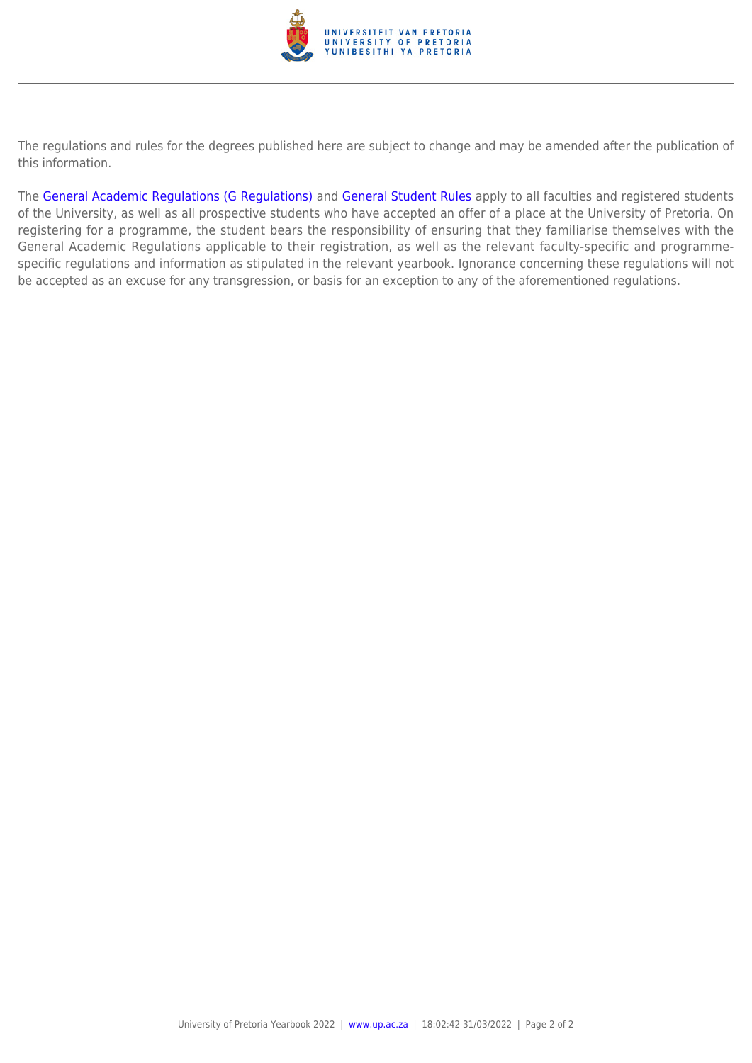The regulations and rules for the degrees published here are subject to change and may be amended after the publication of this information.

The General Academic Regulations (G Regulations) and General Student Rules apply to all faculties and registered students of the University, as well as all prospective students who have accepted an offer of a place at the University of Pretoria. On registering for a programme, the student bears the responsibility of ensuring that they familiarise themselves with the General Academic Regulations applicable to their registration, as well as the relevant faculty-specific and programme-specific regulations and information as stipulated in the relevant yearbook. Ignorance concerning these regulations will not be accepted as an excuse for any transgression, or basis for an exception to any of the aforementioned regulations.